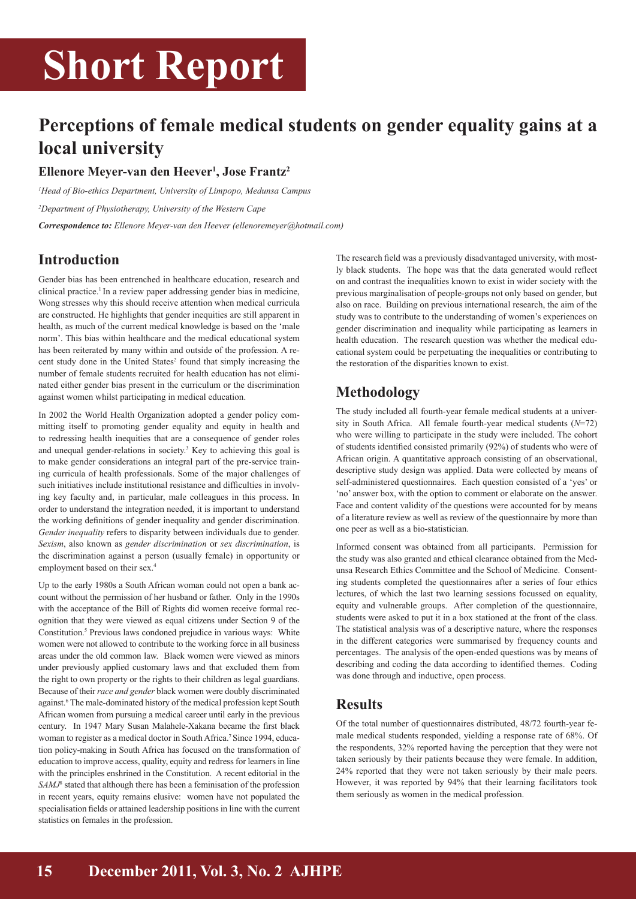# Short Report

## Perceptions of female medical students on gender equality gains at a local university

**Ellenore Meyer-van den Heever[1], Jose Frantz[2]**

[1] *Head of Bio-ethics Department, University of Limpopo, Medunsa Campus*

[2] *Department of Physiotherapy, University of the Western Cape*

***Correspondence to:*** *Ellenore Meyer-van den Heever (ellenoremeyer@hotmail.com)*

## Introduction

Gender bias has been entrenched in healthcare education, research and clinical practice.[1] In a review paper addressing gender bias in medicine, Wong stresses why this should receive attention when medical curricula are constructed. He highlights that gender inequities are still apparent in health, as much of the current medical knowledge is based on the 'male norm'. This bias within healthcare and the medical educational system has been reiterated by many within and outside of the profession. A recent study done in the United States[2] found that simply increasing the number of female students recruited for health education has not eliminated either gender bias present in the curriculum or the discrimination against women whilst participating in medical education.

In 2002 the World Health Organization adopted a gender policy committing itself to promoting gender equality and equity in health and to redressing health inequities that are a consequence of gender roles and unequal gender-relations in society.[3] Key to achieving this goal is to make gender considerations an integral part of the pre-service training curricula of health professionals. Some of the major challenges of such initiatives include institutional resistance and difficulties in involving key faculty and, in particular, male colleagues in this process. In order to understand the integration needed, it is important to understand the working definitions of gender inequality and gender discrimination. *Gender inequality* refers to disparity between individuals due to gender. *Sexism*, also known as *gender discrimination* or *sex discrimination*, is the discrimination against a person (usually female) in opportunity or employment based on their sex.[4]

Up to the early 1980s a South African woman could not open a bank account without the permission of her husband or father. Only in the 1990s with the acceptance of the Bill of Rights did women receive formal recognition that they were viewed as equal citizens under Section 9 of the Constitution.[5] Previous laws condoned prejudice in various ways: White women were not allowed to contribute to the working force in all business areas under the old common law. Black women were viewed as minors under previously applied customary laws and that excluded them from the right to own property or the rights to their children as legal guardians. Because of their *race and gender* black women were doubly discriminated against.[6] The male-dominated history of the medical profession kept South African women from pursuing a medical career until early in the previous century. In 1947 Mary Susan Malahele-Xakana became the first black woman to register as a medical doctor in South Africa.[7] Since 1994, education policy-making in South Africa has focused on the transformation of education to improve access, quality, equity and redress for learners in line with the principles enshrined in the Constitution. A recent editorial in the *SAMJ*[8] stated that although there has been a feminisation of the profession in recent years, equity remains elusive: women have not populated the specialisation fields or attained leadership positions in line with the current statistics on females in the profession.

The research field was a previously disadvantaged university, with mostly black students. The hope was that the data generated would reflect on and contrast the inequalities known to exist in wider society with the previous marginalisation of people-groups not only based on gender, but also on race. Building on previous international research, the aim of the study was to contribute to the understanding of women's experiences on gender discrimination and inequality while participating as learners in health education. The research question was whether the medical educational system could be perpetuating the inequalities or contributing to the restoration of the disparities known to exist.

## Methodology

The study included all fourth-year female medical students at a university in South Africa. All female fourth-year medical students ($N$=72) who were willing to participate in the study were included. The cohort of students identified consisted primarily (92%) of students who were of African origin. A quantitative approach consisting of an observational, descriptive study design was applied. Data were collected by means of self-administered questionnaires. Each question consisted of a 'yes' or 'no' answer box, with the option to comment or elaborate on the answer. Face and content validity of the questions were accounted for by means of a literature review as well as review of the questionnaire by more than one peer as well as a bio-statistician.

Informed consent was obtained from all participants. Permission for the study was also granted and ethical clearance obtained from the Medunsa Research Ethics Committee and the School of Medicine. Consenting students completed the questionnaires after a series of four ethics lectures, of which the last two learning sessions focussed on equality, equity and vulnerable groups. After completion of the questionnaire, students were asked to put it in a box stationed at the front of the class. The statistical analysis was of a descriptive nature, where the responses in the different categories were summarised by frequency counts and percentages. The analysis of the open-ended questions was by means of describing and coding the data according to identified themes. Coding was done through and inductive, open process.

## Results

Of the total number of questionnaires distributed, 48/72 fourth-year female medical students responded, yielding a response rate of 68%. Of the respondents, 32% reported having the perception that they were not taken seriously by their patients because they were female. In addition, 24% reported that they were not taken seriously by their male peers. However, it was reported by 94% that their learning facilitators took them seriously as women in the medical profession.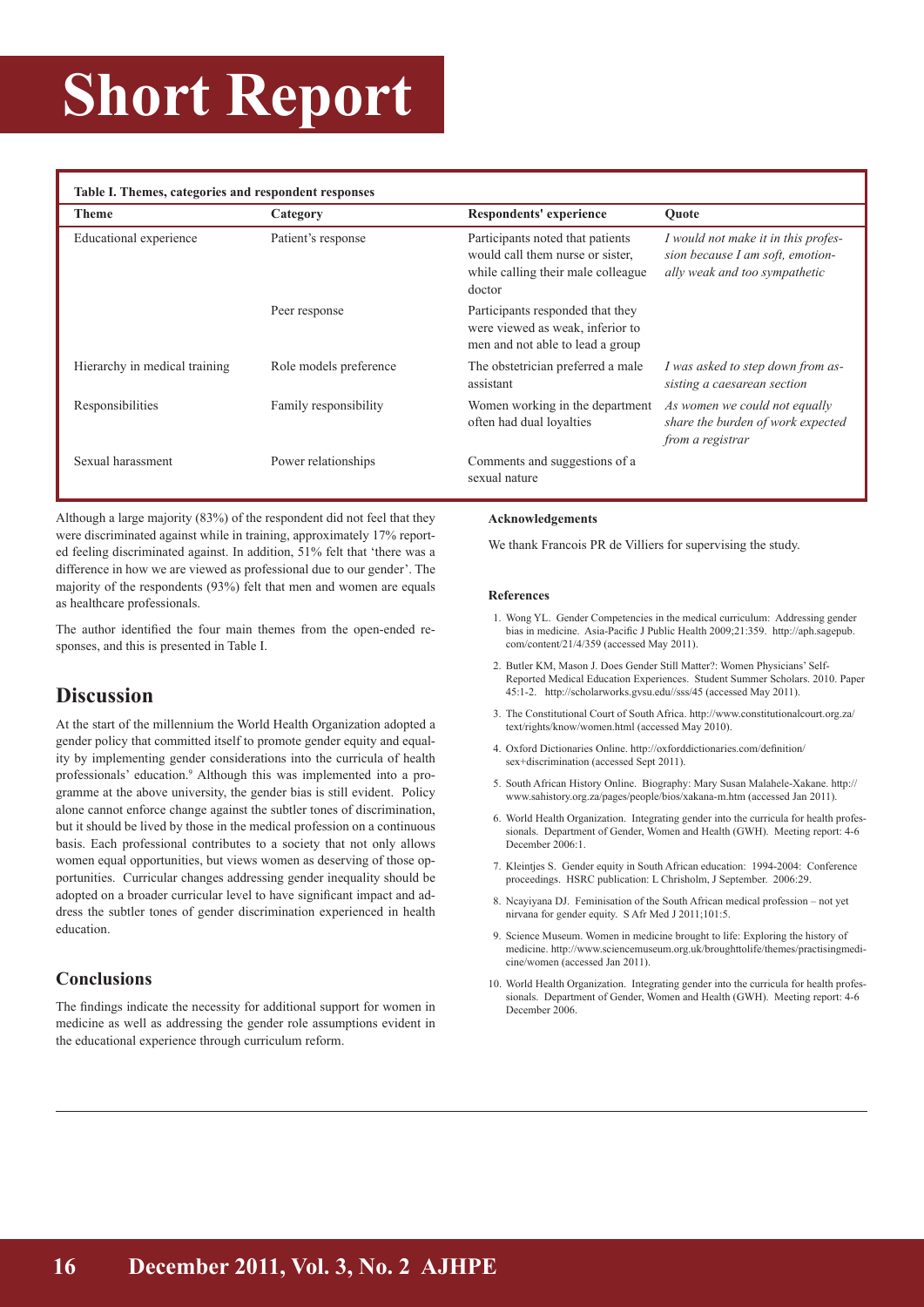# Short Report

**Table I. Themes, categories and respondent responses**

| Theme | Category | Respondents' experience | Quote |
|---|---|---|---|
| Educational experience | Patient's response | Participants noted that patients would call them nurse or sister, while calling their male colleague doctor | *I would not make it in this profession because I am soft, emotionally weak and too sympathetic* |
| | Peer response | Participants responded that they were viewed as weak, inferior to men and not able to lead a group | |
| Hierarchy in medical training | Role models preference | The obstetrician preferred a male assistant | *I was asked to step down from assisting a caesarean section* |
| Responsibilities | Family responsibility | Women working in the department often had dual loyalties | *As women we could not equally share the burden of work expected from a registrar* |
| Sexual harassment | Power relationships | Comments and suggestions of a sexual nature | |

Although a large majority (83%) of the respondent did not feel that they were discriminated against while in training, approximately 17% reported feeling discriminated against. In addition, 51% felt that 'there was a difference in how we are viewed as professional due to our gender'. The majority of the respondents (93%) felt that men and women are equals as healthcare professionals.

The author identified the four main themes from the open-ended responses, and this is presented in Table I.

## Discussion

At the start of the millennium the World Health Organization adopted a gender policy that committed itself to promote gender equity and equality by implementing gender considerations into the curricula of health professionals' education.[9] Although this was implemented into a programme at the above university, the gender bias is still evident. Policy alone cannot enforce change against the subtler tones of discrimination, but it should be lived by those in the medical profession on a continuous basis. Each professional contributes to a society that not only allows women equal opportunities, but views women as deserving of those opportunities. Curricular changes addressing gender inequality should be adopted on a broader curricular level to have significant impact and address the subtler tones of gender discrimination experienced in health education.

## Conclusions

The findings indicate the necessity for additional support for women in medicine as well as addressing the gender role assumptions evident in the educational experience through curriculum reform.

**Acknowledgements**

We thank Francois PR de Villiers for supervising the study.

**References**

1. Wong YL. Gender Competencies in the medical curriculum: Addressing gender bias in medicine. Asia-Pacific J Public Health 2009;21:359. http://aph.sagepub.com/content/21/4/359 (accessed May 2011).
2. Butler KM, Mason J. Does Gender Still Matter?: Women Physicians' Self-Reported Medical Education Experiences. Student Summer Scholars. 2010. Paper 45:1-2. http://scholarworks.gvsu.edu//sss/45 (accessed May 2011).
3. The Constitutional Court of South Africa. http://www.constitutionalcourt.org.za/text/rights/know/women.html (accessed May 2010).
4. Oxford Dictionaries Online. http://oxforddictionaries.com/definition/sex+discrimination (accessed Sept 2011).
5. South African History Online. Biography: Mary Susan Malahele-Xakane. http://www.sahistory.org.za/pages/people/bios/xakana-m.htm (accessed Jan 2011).
6. World Health Organization. Integrating gender into the curricula for health professionals. Department of Gender, Women and Health (GWH). Meeting report: 4-6 December 2006:1.
7. Kleintjes S. Gender equity in South African education: 1994-2004: Conference proceedings. HSRC publication: L Chrisholm, J September. 2006:29.
8. Ncayiyana DJ. Feminisation of the South African medical profession – not yet nirvana for gender equity. S Afr Med J 2011;101:5.
9. Science Museum. Women in medicine brought to life: Exploring the history of medicine. http://www.sciencemuseum.org.uk/broughttolife/themes/practisingmedicine/women (accessed Jan 2011).
10. World Health Organization. Integrating gender into the curricula for health professionals. Department of Gender, Women and Health (GWH). Meeting report: 4-6 December 2006.